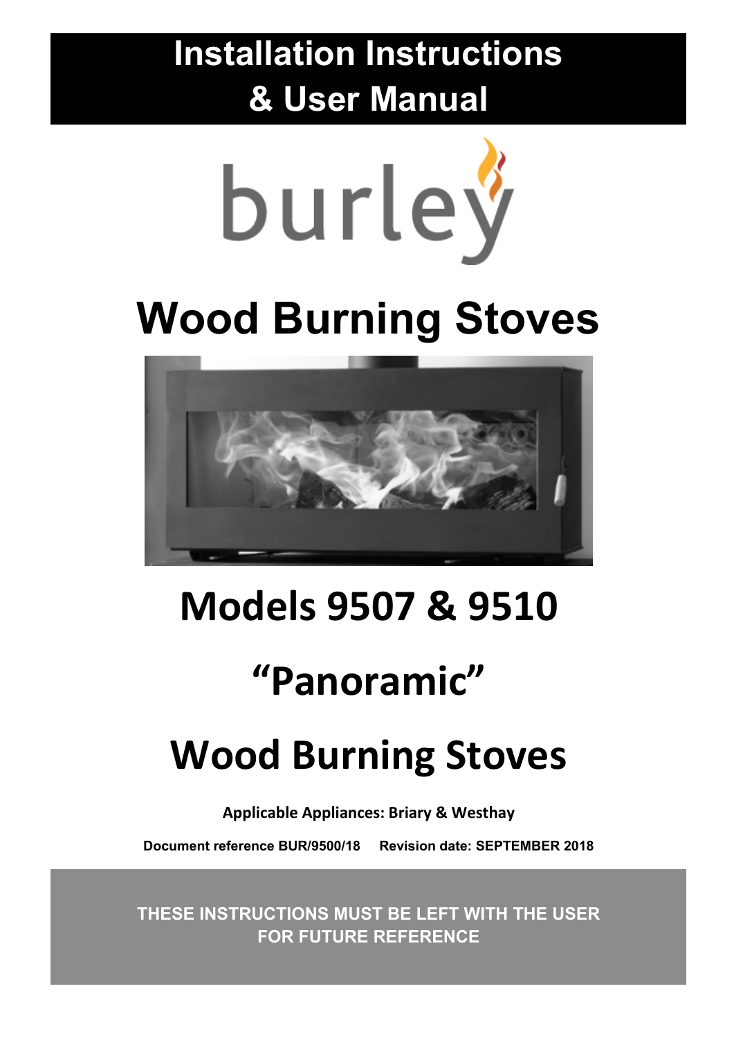# Installation Instructions & User Manual

burley

# Wood Burning Stoves

# Models 9507 & 9510

# "Panoramic"

# Wood Burning Stoves

**Applicable Appliances: Briary & Westhay**

**Document reference BUR/9500/18     Revision date: SEPTEMBER 2018**

**THESE INSTRUCTIONS MUST BE LEFT WITH THE USER FOR FUTURE REFERENCE**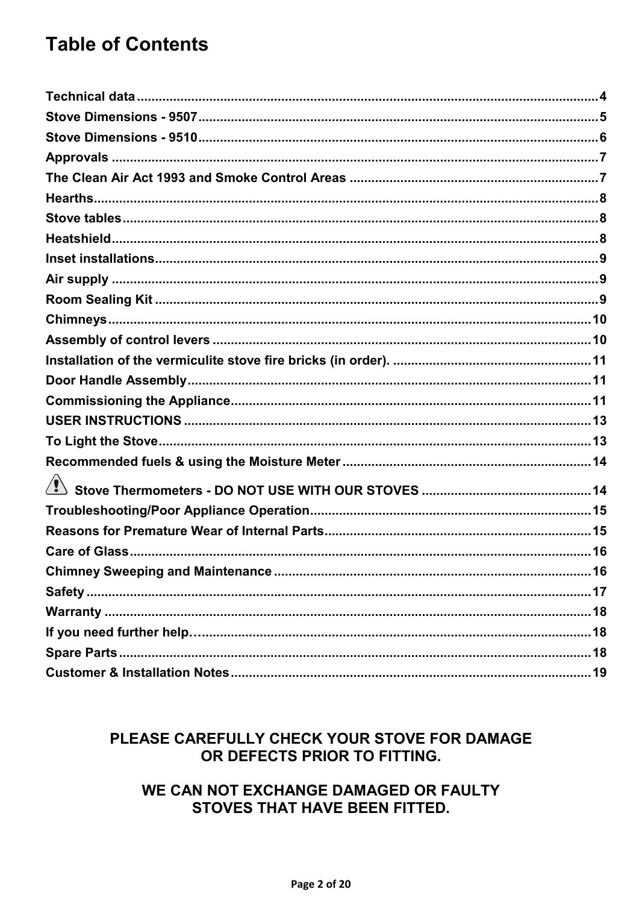# Table of Contents

| | |
|---|---|
| **Technical data** | **4** |
| **Stove Dimensions - 9507** | **5** |
| **Stove Dimensions - 9510** | **6** |
| **Approvals** | **7** |
| **The Clean Air Act 1993 and Smoke Control Areas** | **7** |
| **Hearths** | **8** |
| **Stove tables** | **8** |
| **Heatshield** | **8** |
| **Inset installations** | **9** |
| **Air supply** | **9** |
| **Room Sealing Kit** | **9** |
| **Chimneys** | **10** |
| **Assembly of control levers** | **10** |
| **Installation of the vermiculite stove fire bricks (in order).** | **11** |
| **Door Handle Assembly** | **11** |
| **Commissioning the Appliance** | **11** |
| **USER INSTRUCTIONS** | **13** |
| **To Light the Stove** | **13** |
| **Recommended fuels & using the Moisture Meter** | **14** |
| ⚠ **Stove Thermometers - DO NOT USE WITH OUR STOVES** | **14** |
| **Troubleshooting/Poor Appliance Operation** | **15** |
| **Reasons for Premature Wear of Internal Parts** | **15** |
| **Care of Glass** | **16** |
| **Chimney Sweeping and Maintenance** | **16** |
| **Safety** | **17** |
| **Warranty** | **18** |
| **If you need further help…** | **18** |
| **Spare Parts** | **18** |
| **Customer & Installation Notes** | **19** |

**PLEASE CAREFULLY CHECK YOUR STOVE FOR DAMAGE OR DEFECTS PRIOR TO FITTING.**

**WE CAN NOT EXCHANGE DAMAGED OR FAULTY STOVES THAT HAVE BEEN FITTED.**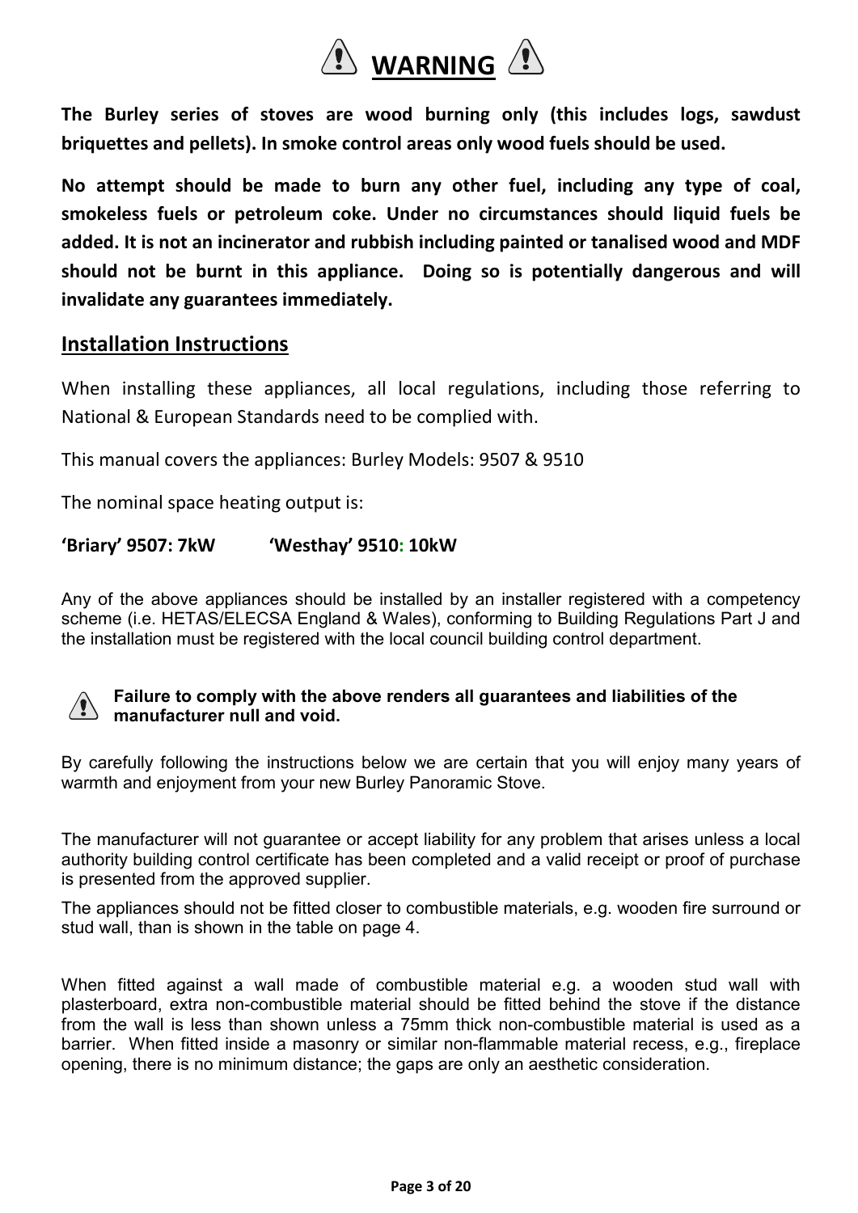# ⚠ WARNING ⚠

**The Burley series of stoves are wood burning only (this includes logs, sawdust briquettes and pellets). In smoke control areas only wood fuels should be used.**

**No attempt should be made to burn any other fuel, including any type of coal, smokeless fuels or petroleum coke. Under no circumstances should liquid fuels be added. It is not an incinerator and rubbish including painted or tanalised wood and MDF should not be burnt in this appliance. Doing so is potentially dangerous and will invalidate any guarantees immediately.**

## Installation Instructions

When installing these appliances, all local regulations, including those referring to National & European Standards need to be complied with.

This manual covers the appliances: Burley Models: 9507 & 9510

The nominal space heating output is:

**'Briary' 9507: 7kW 'Westhay' 9510: 10kW**

Any of the above appliances should be installed by an installer registered with a competency scheme (i.e. HETAS/ELECSA England & Wales), conforming to Building Regulations Part J and the installation must be registered with the local council building control department.

⚠ **Failure to comply with the above renders all guarantees and liabilities of the manufacturer null and void.**

By carefully following the instructions below we are certain that you will enjoy many years of warmth and enjoyment from your new Burley Panoramic Stove.

The manufacturer will not guarantee or accept liability for any problem that arises unless a local authority building control certificate has been completed and a valid receipt or proof of purchase is presented from the approved supplier.

The appliances should not be fitted closer to combustible materials, e.g. wooden fire surround or stud wall, than is shown in the table on page 4.

When fitted against a wall made of combustible material e.g. a wooden stud wall with plasterboard, extra non-combustible material should be fitted behind the stove if the distance from the wall is less than shown unless a 75mm thick non-combustible material is used as a barrier. When fitted inside a masonry or similar non-flammable material recess, e.g., fireplace opening, there is no minimum distance; the gaps are only an aesthetic consideration.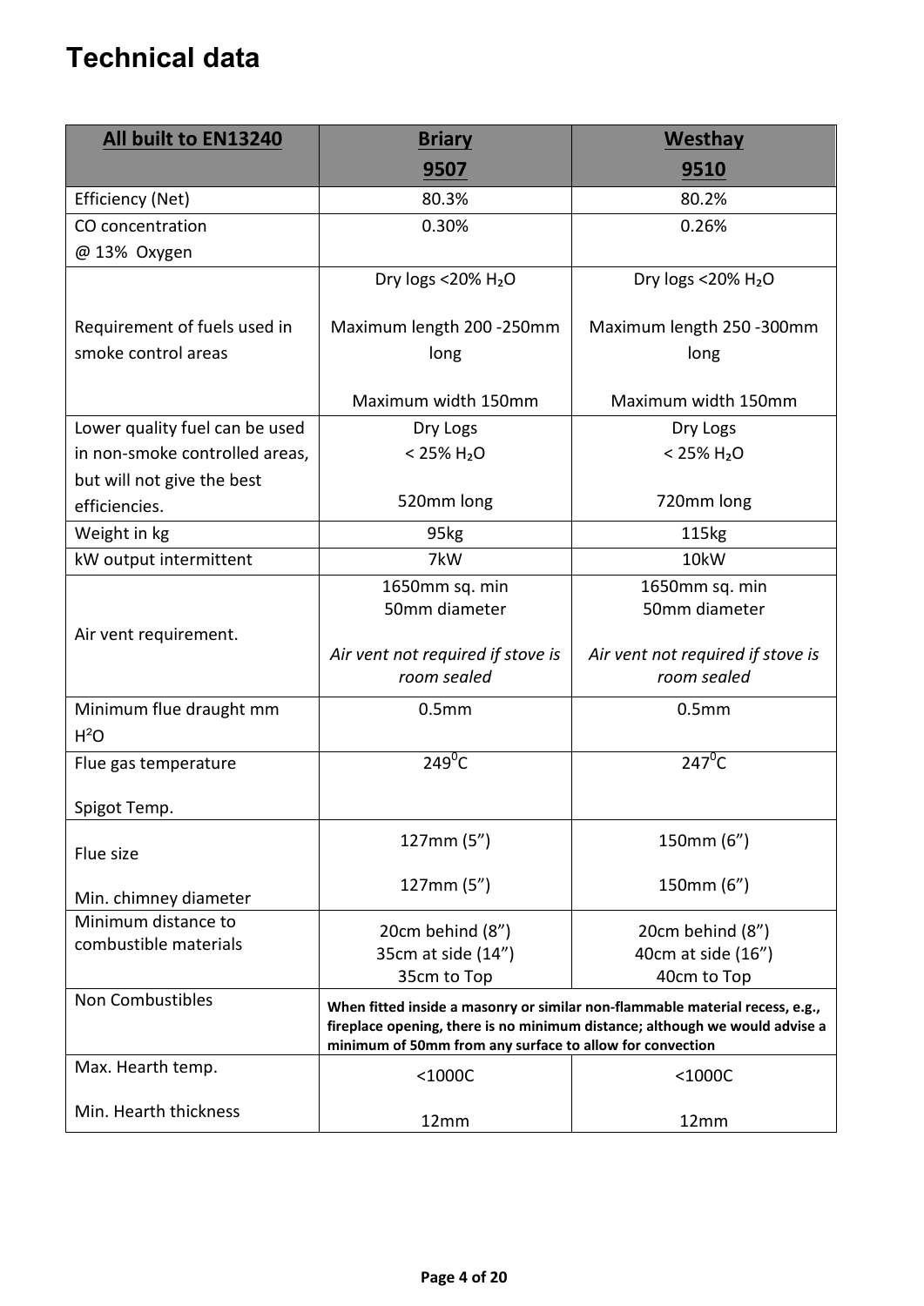# Technical data

| All built to EN13240 | Briary 9507 | Westhay 9510 |
|---|---|---|
| Efficiency (Net) | 80.3% | 80.2% |
| CO concentration @ 13% Oxygen | 0.30% | 0.26% |
| Requirement of fuels used in smoke control areas | Dry logs <20% $H_2O$<br><br>Maximum length 200 -250mm long<br><br>Maximum width 150mm | Dry logs <20% $H_2O$<br><br>Maximum length 250 -300mm long<br><br>Maximum width 150mm |
| Lower quality fuel can be used in non-smoke controlled areas, but will not give the best efficiencies. | Dry Logs<br>< 25% $H_2O$<br><br>520mm long | Dry Logs<br>< 25% $H_2O$<br><br>720mm long |
| Weight in kg | 95kg | 115kg |
| kW output intermittent | 7kW | 10kW |
| Air vent requirement. | 1650mm sq. min<br>50mm diameter<br><br>*Air vent not required if stove is room sealed* | 1650mm sq. min<br>50mm diameter<br><br>*Air vent not required if stove is room sealed* |
| Minimum flue draught mm $H^2O$ | 0.5mm | 0.5mm |
| Flue gas temperature<br><br>Spigot Temp. | $249^0C$ | $247^0C$ |
| Flue size<br><br>Min. chimney diameter | 127mm (5")<br><br>127mm (5") | 150mm (6")<br><br>150mm (6") |
| Minimum distance to combustible materials | 20cm behind (8")<br>35cm at side (14")<br>35cm to Top | 20cm behind (8")<br>40cm at side (16")<br>40cm to Top |
| Non Combustibles | **When fitted inside a masonry or similar non-flammable material recess, e.g., fireplace opening, there is no minimum distance; although we would advise a minimum of 50mm from any surface to allow for convection** | |
| Max. Hearth temp.<br><br>Min. Hearth thickness | <1000C<br><br>12mm | <1000C<br><br>12mm |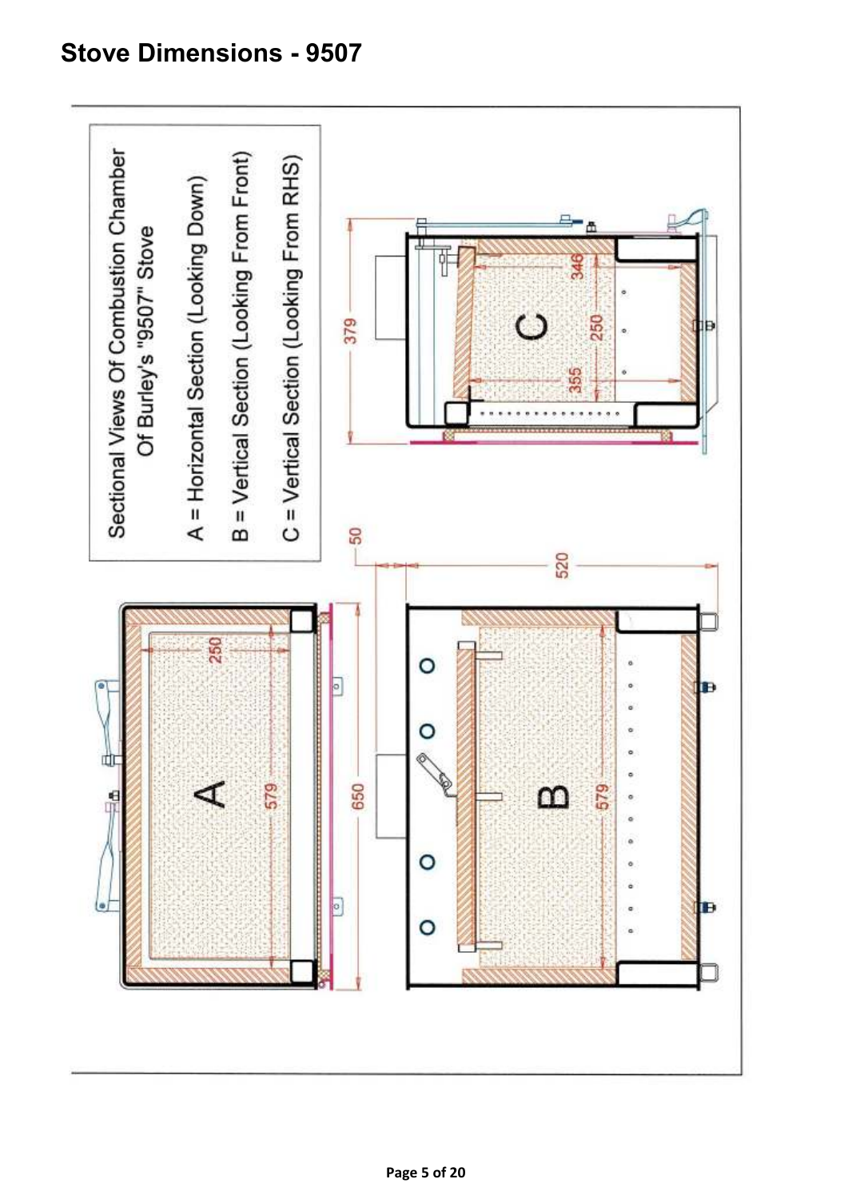## Stove Dimensions - 9507

Sectional Views Of Combustion Chamber Of Burley's "9507" Stove

A = Horizontal Section (Looking Down)

B = Vertical Section (Looking From Front)

C = Vertical Section (Looking From RHS)

A

250

579

650

50

520

B

579

C

379

346

250

355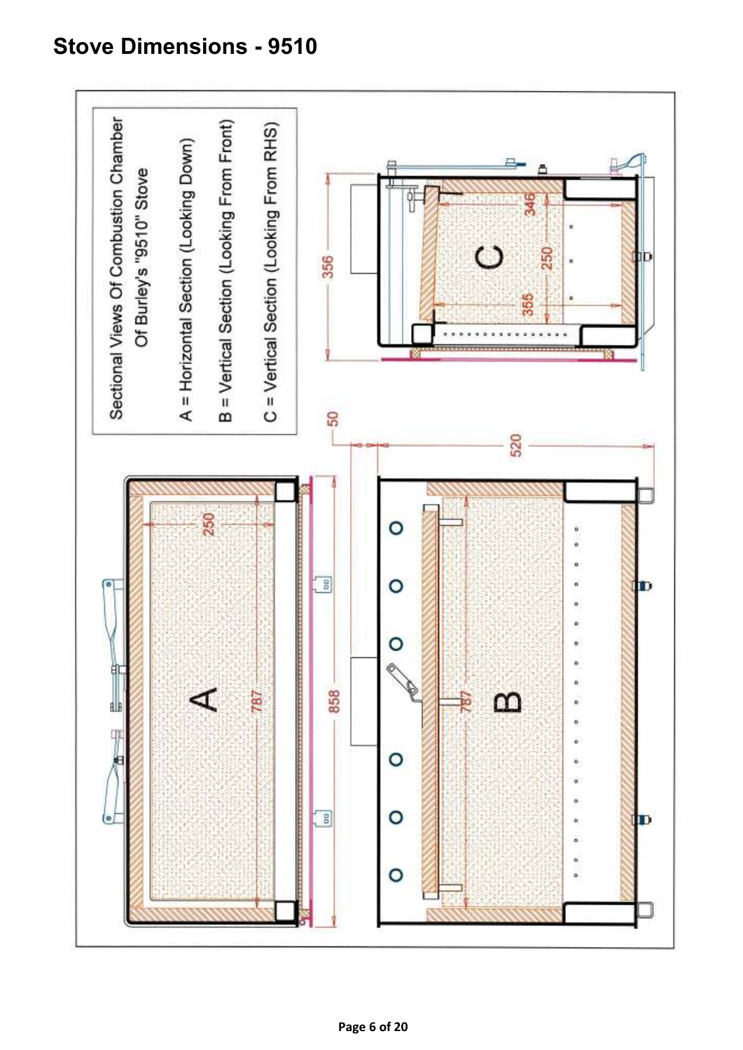# Stove Dimensions - 9510

Sectional Views Of Combustion Chamber Of Burley's "9510" Stove

A = Horizontal Section (Looking Down)

B = Vertical Section (Looking From Front)

C = Vertical Section (Looking From RHS)

A

B

C

250

787

858

50

520

787

356

346

250

355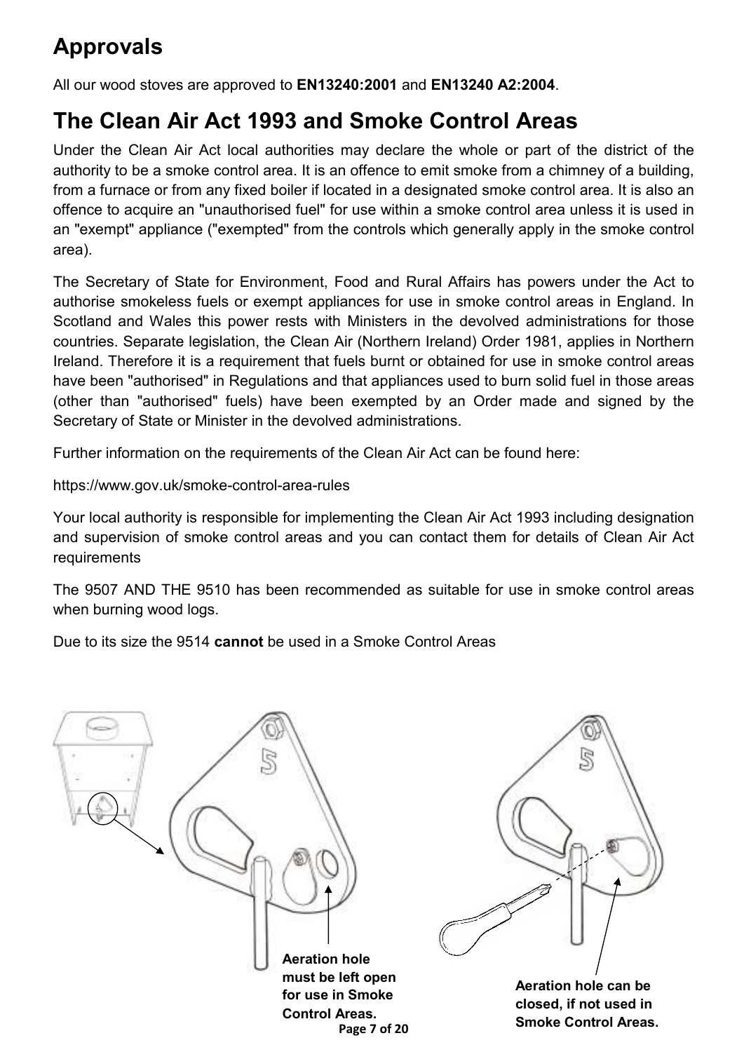# Approvals

All our wood stoves are approved to **EN13240:2001** and **EN13240 A2:2004**.

# The Clean Air Act 1993 and Smoke Control Areas

Under the Clean Air Act local authorities may declare the whole or part of the district of the authority to be a smoke control area. It is an offence to emit smoke from a chimney of a building, from a furnace or from any fixed boiler if located in a designated smoke control area. It is also an offence to acquire an "unauthorised fuel" for use within a smoke control area unless it is used in an "exempt" appliance ("exempted" from the controls which generally apply in the smoke control area).

The Secretary of State for Environment, Food and Rural Affairs has powers under the Act to authorise smokeless fuels or exempt appliances for use in smoke control areas in England. In Scotland and Wales this power rests with Ministers in the devolved administrations for those countries. Separate legislation, the Clean Air (Northern Ireland) Order 1981, applies in Northern Ireland. Therefore it is a requirement that fuels burnt or obtained for use in smoke control areas have been "authorised" in Regulations and that appliances used to burn solid fuel in those areas (other than "authorised" fuels) have been exempted by an Order made and signed by the Secretary of State or Minister in the devolved administrations.

Further information on the requirements of the Clean Air Act can be found here:

https://www.gov.uk/smoke-control-area-rules

Your local authority is responsible for implementing the Clean Air Act 1993 including designation and supervision of smoke control areas and you can contact them for details of Clean Air Act requirements

The 9507 AND THE 9510 has been recommended as suitable for use in smoke control areas when burning wood logs.

Due to its size the 9514 **cannot** be used in a Smoke Control Areas

**Aeration hole must be left open for use in Smoke Control Areas.**

**Aeration hole can be closed, if not used in Smoke Control Areas.**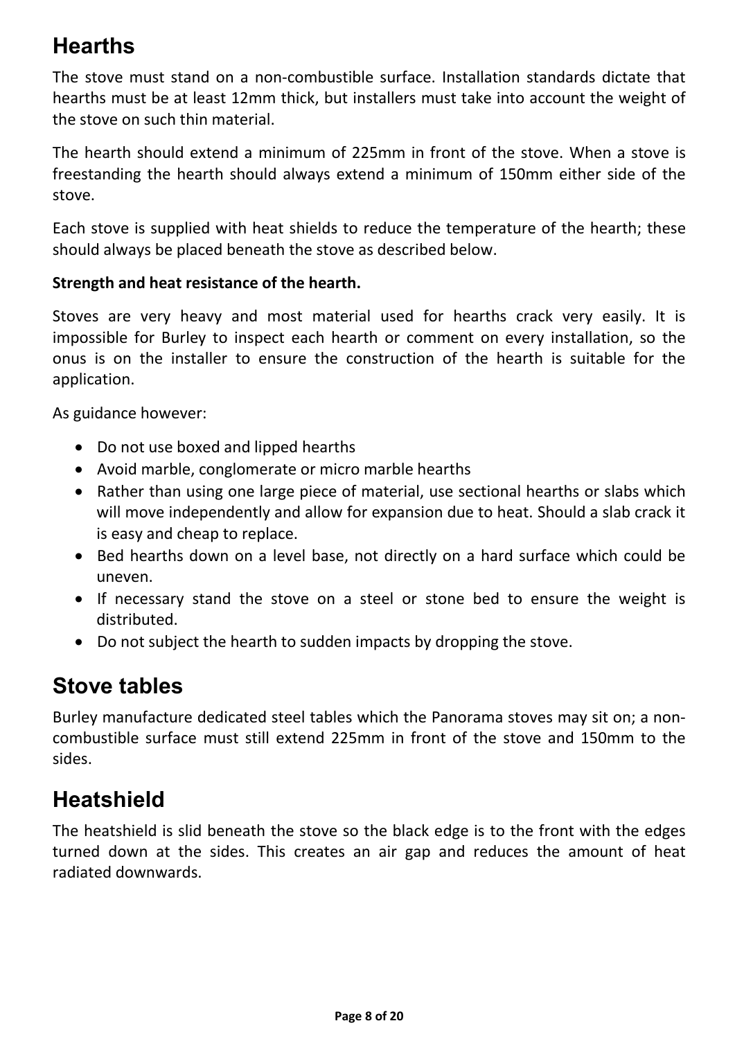## Hearths

The stove must stand on a non-combustible surface. Installation standards dictate that hearths must be at least 12mm thick, but installers must take into account the weight of the stove on such thin material.

The hearth should extend a minimum of 225mm in front of the stove. When a stove is freestanding the hearth should always extend a minimum of 150mm either side of the stove.

Each stove is supplied with heat shields to reduce the temperature of the hearth; these should always be placed beneath the stove as described below.

**Strength and heat resistance of the hearth.**

Stoves are very heavy and most material used for hearths crack very easily. It is impossible for Burley to inspect each hearth or comment on every installation, so the onus is on the installer to ensure the construction of the hearth is suitable for the application.

As guidance however:

- Do not use boxed and lipped hearths
- Avoid marble, conglomerate or micro marble hearths
- Rather than using one large piece of material, use sectional hearths or slabs which will move independently and allow for expansion due to heat. Should a slab crack it is easy and cheap to replace.
- Bed hearths down on a level base, not directly on a hard surface which could be uneven.
- If necessary stand the stove on a steel or stone bed to ensure the weight is distributed.
- Do not subject the hearth to sudden impacts by dropping the stove.

## Stove tables

Burley manufacture dedicated steel tables which the Panorama stoves may sit on; a non-combustible surface must still extend 225mm in front of the stove and 150mm to the sides.

## Heatshield

The heatshield is slid beneath the stove so the black edge is to the front with the edges turned down at the sides. This creates an air gap and reduces the amount of heat radiated downwards.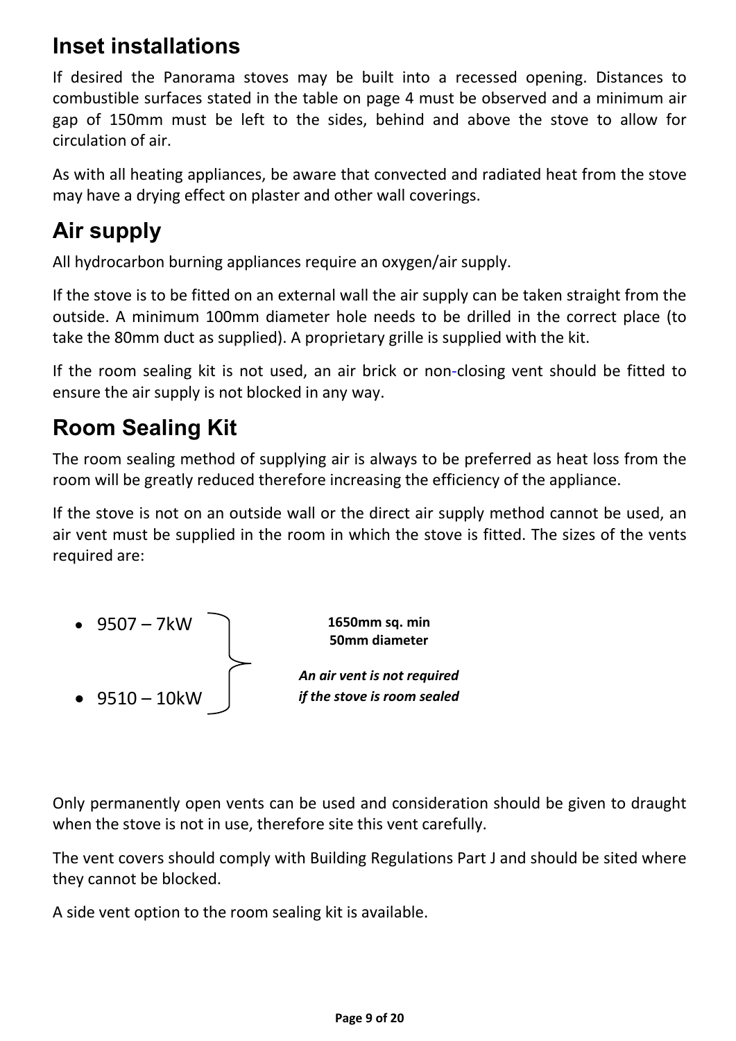## Inset installations

If desired the Panorama stoves may be built into a recessed opening. Distances to combustible surfaces stated in the table on page 4 must be observed and a minimum air gap of 150mm must be left to the sides, behind and above the stove to allow for circulation of air.

As with all heating appliances, be aware that convected and radiated heat from the stove may have a drying effect on plaster and other wall coverings.

## Air supply

All hydrocarbon burning appliances require an oxygen/air supply.

If the stove is to be fitted on an external wall the air supply can be taken straight from the outside. A minimum 100mm diameter hole needs to be drilled in the correct place (to take the 80mm duct as supplied). A proprietary grille is supplied with the kit.

If the room sealing kit is not used, an air brick or non-closing vent should be fitted to ensure the air supply is not blocked in any way.

## Room Sealing Kit

The room sealing method of supplying air is always to be preferred as heat loss from the room will be greatly reduced therefore increasing the efficiency of the appliance.

If the stove is not on an outside wall or the direct air supply method cannot be used, an air vent must be supplied in the room in which the stove is fitted. The sizes of the vents required are:

- 9507 – 7kW
- 9510 – 10kW

**1650mm sq. min**
**50mm diameter**

***An air vent is not required if the stove is room sealed***

Only permanently open vents can be used and consideration should be given to draught when the stove is not in use, therefore site this vent carefully.

The vent covers should comply with Building Regulations Part J and should be sited where they cannot be blocked.

A side vent option to the room sealing kit is available.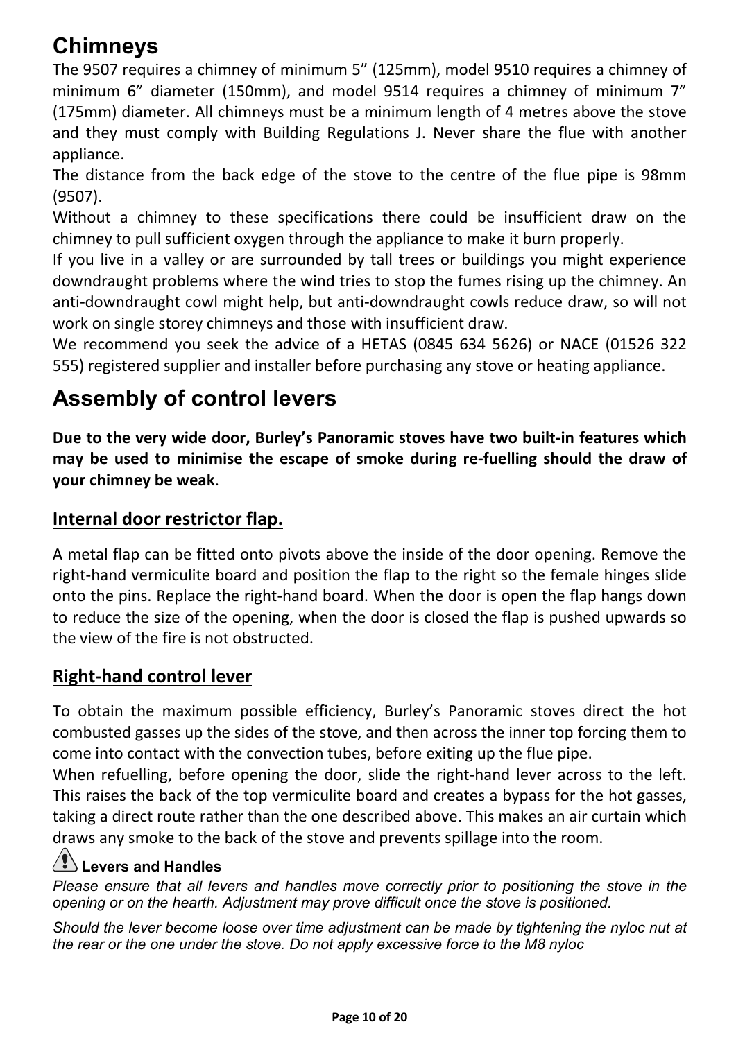## Chimneys

The 9507 requires a chimney of minimum 5” (125mm), model 9510 requires a chimney of minimum 6” diameter (150mm), and model 9514 requires a chimney of minimum 7” (175mm) diameter. All chimneys must be a minimum length of 4 metres above the stove and they must comply with Building Regulations J. Never share the flue with another appliance.

The distance from the back edge of the stove to the centre of the flue pipe is 98mm (9507).

Without a chimney to these specifications there could be insufficient draw on the chimney to pull sufficient oxygen through the appliance to make it burn properly.

If you live in a valley or are surrounded by tall trees or buildings you might experience downdraught problems where the wind tries to stop the fumes rising up the chimney. An anti-downdraught cowl might help, but anti-downdraught cowls reduce draw, so will not work on single storey chimneys and those with insufficient draw.

We recommend you seek the advice of a HETAS (0845 634 5626) or NACE (01526 322 555) registered supplier and installer before purchasing any stove or heating appliance.

## Assembly of control levers

**Due to the very wide door, Burley’s Panoramic stoves have two built-in features which may be used to minimise the escape of smoke during re-fuelling should the draw of your chimney be weak**.

### Internal door restrictor flap.

A metal flap can be fitted onto pivots above the inside of the door opening. Remove the right-hand vermiculite board and position the flap to the right so the female hinges slide onto the pins. Replace the right-hand board. When the door is open the flap hangs down to reduce the size of the opening, when the door is closed the flap is pushed upwards so the view of the fire is not obstructed.

### Right-hand control lever

To obtain the maximum possible efficiency, Burley’s Panoramic stoves direct the hot combusted gasses up the sides of the stove, and then across the inner top forcing them to come into contact with the convection tubes, before exiting up the flue pipe.

When refuelling, before opening the door, slide the right-hand lever across to the left. This raises the back of the top vermiculite board and creates a bypass for the hot gasses, taking a direct route rather than the one described above. This makes an air curtain which draws any smoke to the back of the stove and prevents spillage into the room.

**Levers and Handles**

*Please ensure that all levers and handles move correctly prior to positioning the stove in the opening or on the hearth. Adjustment may prove difficult once the stove is positioned.*

*Should the lever become loose over time adjustment can be made by tightening the nyloc nut at the rear or the one under the stove. Do not apply excessive force to the M8 nyloc*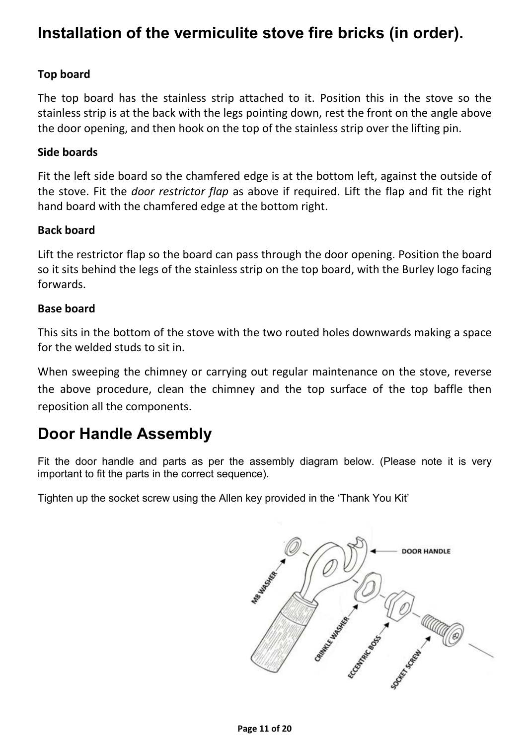# Installation of the vermiculite stove fire bricks (in order).

**Top board**

The top board has the stainless strip attached to it. Position this in the stove so the stainless strip is at the back with the legs pointing down, rest the front on the angle above the door opening, and then hook on the top of the stainless strip over the lifting pin.

**Side boards**

Fit the left side board so the chamfered edge is at the bottom left, against the outside of the stove. Fit the *door restrictor flap* as above if required. Lift the flap and fit the right hand board with the chamfered edge at the bottom right.

**Back board**

Lift the restrictor flap so the board can pass through the door opening. Position the board so it sits behind the legs of the stainless strip on the top board, with the Burley logo facing forwards.

**Base board**

This sits in the bottom of the stove with the two routed holes downwards making a space for the welded studs to sit in.

When sweeping the chimney or carrying out regular maintenance on the stove, reverse the above procedure, clean the chimney and the top surface of the top baffle then reposition all the components.

# Door Handle Assembly

Fit the door handle and parts as per the assembly diagram below. (Please note it is very important to fit the parts in the correct sequence).

Tighten up the socket screw using the Allen key provided in the 'Thank You Kit'

DOOR HANDLE

M8 WASHER

CRINKLE WASHER

ECCENTRIC BOSS

SOCKET SCREW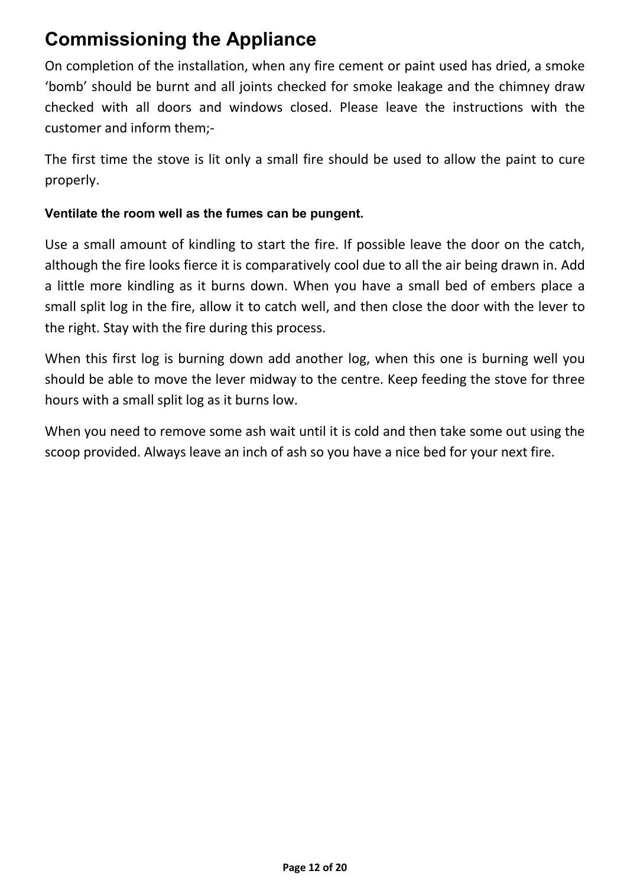# Commissioning the Appliance

On completion of the installation, when any fire cement or paint used has dried, a smoke 'bomb' should be burnt and all joints checked for smoke leakage and the chimney draw checked with all doors and windows closed. Please leave the instructions with the customer and inform them;-

The first time the stove is lit only a small fire should be used to allow the paint to cure properly.

**Ventilate the room well as the fumes can be pungent.**

Use a small amount of kindling to start the fire. If possible leave the door on the catch, although the fire looks fierce it is comparatively cool due to all the air being drawn in. Add a little more kindling as it burns down. When you have a small bed of embers place a small split log in the fire, allow it to catch well, and then close the door with the lever to the right. Stay with the fire during this process.

When this first log is burning down add another log, when this one is burning well you should be able to move the lever midway to the centre. Keep feeding the stove for three hours with a small split log as it burns low.

When you need to remove some ash wait until it is cold and then take some out using the scoop provided. Always leave an inch of ash so you have a nice bed for your next fire.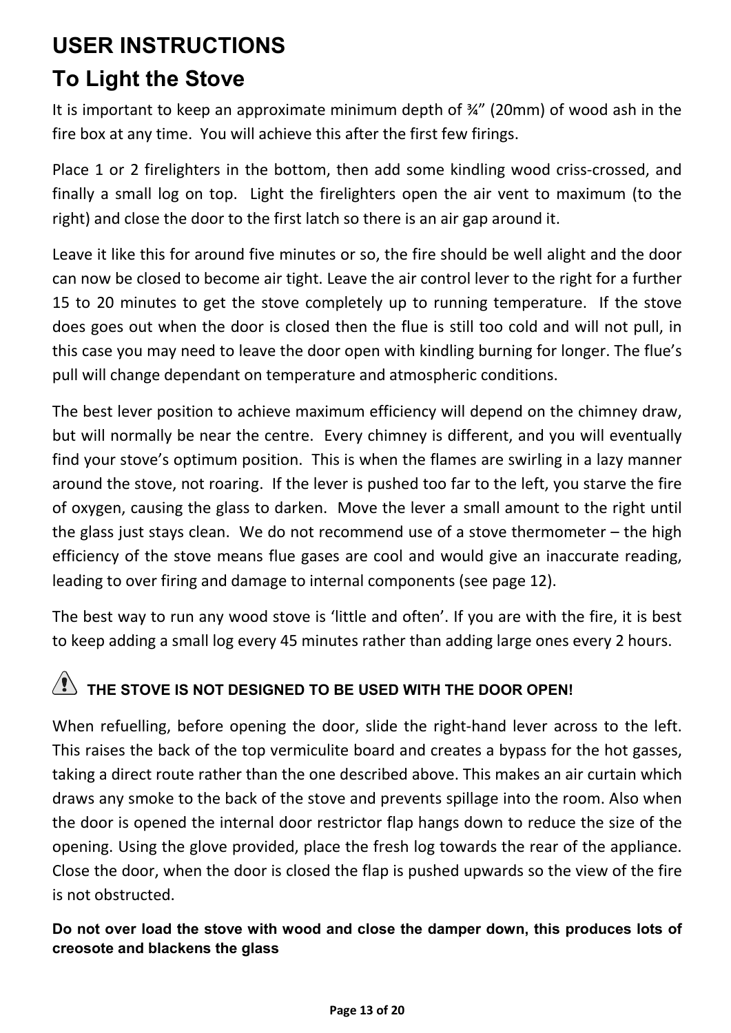# USER INSTRUCTIONS

## To Light the Stove

It is important to keep an approximate minimum depth of ¾" (20mm) of wood ash in the fire box at any time. You will achieve this after the first few firings.

Place 1 or 2 firelighters in the bottom, then add some kindling wood criss-crossed, and finally a small log on top. Light the firelighters open the air vent to maximum (to the right) and close the door to the first latch so there is an air gap around it.

Leave it like this for around five minutes or so, the fire should be well alight and the door can now be closed to become air tight. Leave the air control lever to the right for a further 15 to 20 minutes to get the stove completely up to running temperature. If the stove does goes out when the door is closed then the flue is still too cold and will not pull, in this case you may need to leave the door open with kindling burning for longer. The flue's pull will change dependant on temperature and atmospheric conditions.

The best lever position to achieve maximum efficiency will depend on the chimney draw, but will normally be near the centre. Every chimney is different, and you will eventually find your stove's optimum position. This is when the flames are swirling in a lazy manner around the stove, not roaring. If the lever is pushed too far to the left, you starve the fire of oxygen, causing the glass to darken. Move the lever a small amount to the right until the glass just stays clean. We do not recommend use of a stove thermometer – the high efficiency of the stove means flue gases are cool and would give an inaccurate reading, leading to over firing and damage to internal components (see page 12).

The best way to run any wood stove is 'little and often'. If you are with the fire, it is best to keep adding a small log every 45 minutes rather than adding large ones every 2 hours.

⚠ **THE STOVE IS NOT DESIGNED TO BE USED WITH THE DOOR OPEN!**

When refuelling, before opening the door, slide the right-hand lever across to the left. This raises the back of the top vermiculite board and creates a bypass for the hot gasses, taking a direct route rather than the one described above. This makes an air curtain which draws any smoke to the back of the stove and prevents spillage into the room. Also when the door is opened the internal door restrictor flap hangs down to reduce the size of the opening. Using the glove provided, place the fresh log towards the rear of the appliance. Close the door, when the door is closed the flap is pushed upwards so the view of the fire is not obstructed.

**Do not over load the stove with wood and close the damper down, this produces lots of creosote and blackens the glass**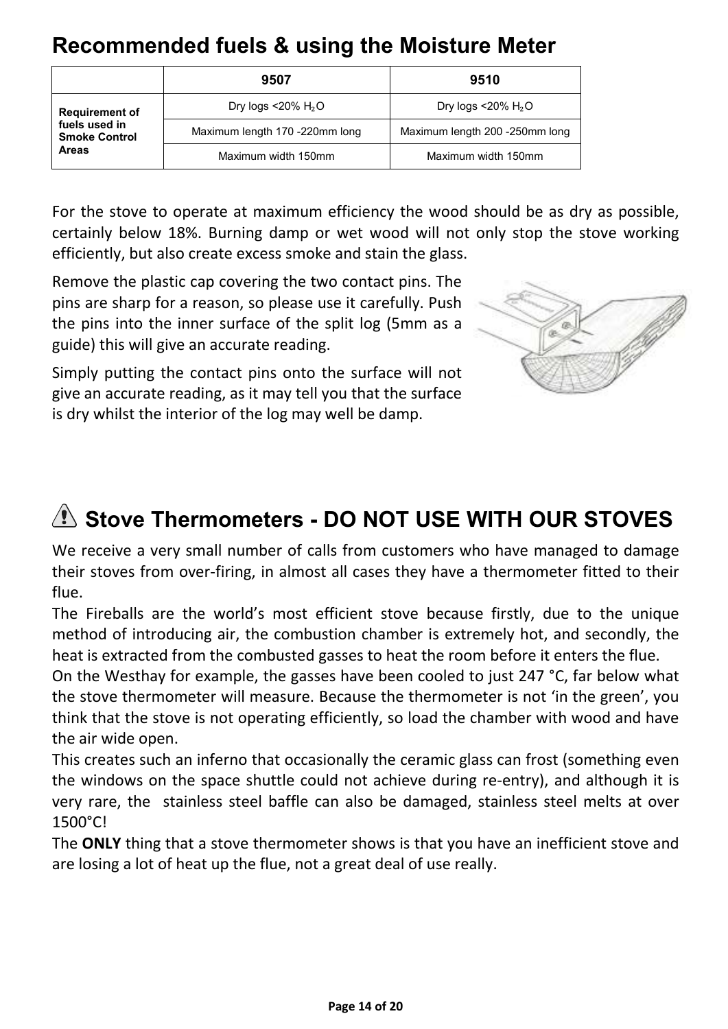# Recommended fuels & using the Moisture Meter

| | 9507 | 9510 |
|---|---|---|
| **Requirement of fuels used in Smoke Control Areas** | Dry logs <20% $H_2O$ | Dry logs <20% $H_2O$ |
| | Maximum length 170 -220mm long | Maximum length 200 -250mm long |
| | Maximum width 150mm | Maximum width 150mm |

For the stove to operate at maximum efficiency the wood should be as dry as possible, certainly below 18%. Burning damp or wet wood will not only stop the stove working efficiently, but also create excess smoke and stain the glass.

Remove the plastic cap covering the two contact pins. The pins are sharp for a reason, so please use it carefully. Push the pins into the inner surface of the split log (5mm as a guide) this will give an accurate reading.

Simply putting the contact pins onto the surface will not give an accurate reading, as it may tell you that the surface is dry whilst the interior of the log may well be damp.

# ⚠ Stove Thermometers - DO NOT USE WITH OUR STOVES

We receive a very small number of calls from customers who have managed to damage their stoves from over-firing, in almost all cases they have a thermometer fitted to their flue.

The Fireballs are the world's most efficient stove because firstly, due to the unique method of introducing air, the combustion chamber is extremely hot, and secondly, the heat is extracted from the combusted gasses to heat the room before it enters the flue.

On the Westhay for example, the gasses have been cooled to just 247 °C, far below what the stove thermometer will measure. Because the thermometer is not 'in the green', you think that the stove is not operating efficiently, so load the chamber with wood and have the air wide open.

This creates such an inferno that occasionally the ceramic glass can frost (something even the windows on the space shuttle could not achieve during re-entry), and although it is very rare, the stainless steel baffle can also be damaged, stainless steel melts at over 1500°C!

The **ONLY** thing that a stove thermometer shows is that you have an inefficient stove and are losing a lot of heat up the flue, not a great deal of use really.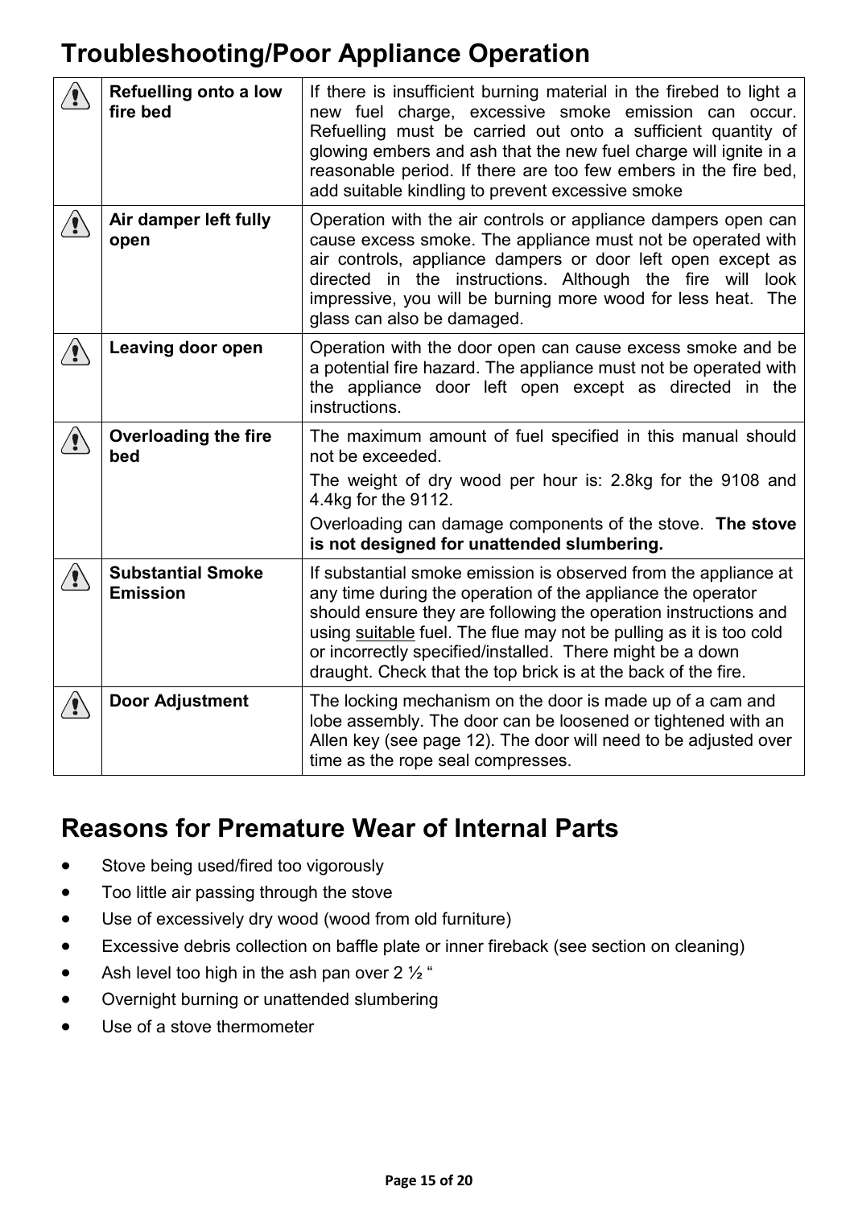# Troubleshooting/Poor Appliance Operation

| | | |
|---|---|---|
| ⚠ | **Refuelling onto a low fire bed** | If there is insufficient burning material in the firebed to light a new fuel charge, excessive smoke emission can occur. Refuelling must be carried out onto a sufficient quantity of glowing embers and ash that the new fuel charge will ignite in a reasonable period. If there are too few embers in the fire bed, add suitable kindling to prevent excessive smoke |
| ⚠ | **Air damper left fully open** | Operation with the air controls or appliance dampers open can cause excess smoke. The appliance must not be operated with air controls, appliance dampers or door left open except as directed in the instructions. Although the fire will look impressive, you will be burning more wood for less heat. The glass can also be damaged. |
| ⚠ | **Leaving door open** | Operation with the door open can cause excess smoke and be a potential fire hazard. The appliance must not be operated with the appliance door left open except as directed in the instructions. |
| ⚠ | **Overloading the fire bed** | The maximum amount of fuel specified in this manual should not be exceeded.<br>The weight of dry wood per hour is: 2.8kg for the 9108 and 4.4kg for the 9112.<br>Overloading can damage components of the stove. **The stove is not designed for unattended slumbering.** |
| ⚠ | **Substantial Smoke Emission** | If substantial smoke emission is observed from the appliance at any time during the operation of the appliance the operator should ensure they are following the operation instructions and using <u>suitable</u> fuel. The flue may not be pulling as it is too cold or incorrectly specified/installed. There might be a down draught. Check that the top brick is at the back of the fire. |
| ⚠ | **Door Adjustment** | The locking mechanism on the door is made up of a cam and lobe assembly. The door can be loosened or tightened with an Allen key (see page 12). The door will need to be adjusted over time as the rope seal compresses. |

# Reasons for Premature Wear of Internal Parts

- Stove being used/fired too vigorously
- Too little air passing through the stove
- Use of excessively dry wood (wood from old furniture)
- Excessive debris collection on baffle plate or inner fireback (see section on cleaning)
- Ash level too high in the ash pan over 2 ½ “
- Overnight burning or unattended slumbering
- Use of a stove thermometer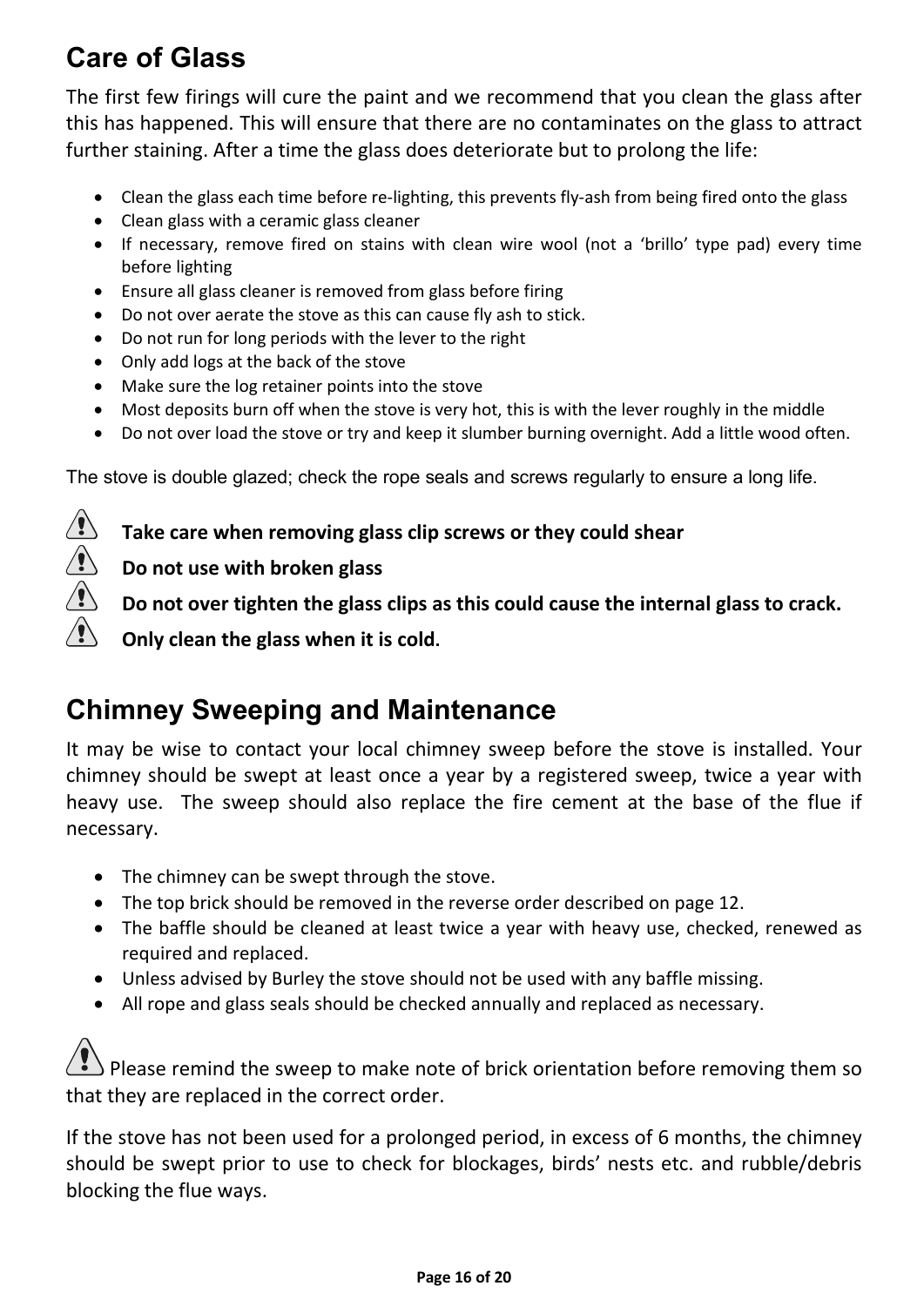## Care of Glass

The first few firings will cure the paint and we recommend that you clean the glass after this has happened. This will ensure that there are no contaminates on the glass to attract further staining. After a time the glass does deteriorate but to prolong the life:

- Clean the glass each time before re-lighting, this prevents fly-ash from being fired onto the glass
- Clean glass with a ceramic glass cleaner
- If necessary, remove fired on stains with clean wire wool (not a 'brillo' type pad) every time before lighting
- Ensure all glass cleaner is removed from glass before firing
- Do not over aerate the stove as this can cause fly ash to stick.
- Do not run for long periods with the lever to the right
- Only add logs at the back of the stove
- Make sure the log retainer points into the stove
- Most deposits burn off when the stove is very hot, this is with the lever roughly in the middle
- Do not over load the stove or try and keep it slumber burning overnight. Add a little wood often.

The stove is double glazed; check the rope seals and screws regularly to ensure a long life.

⚠ **Take care when removing glass clip screws or they could shear**

⚠ **Do not use with broken glass**

⚠ **Do not over tighten the glass clips as this could cause the internal glass to crack.**

⚠ **Only clean the glass when it is cold.**

## Chimney Sweeping and Maintenance

It may be wise to contact your local chimney sweep before the stove is installed. Your chimney should be swept at least once a year by a registered sweep, twice a year with heavy use. The sweep should also replace the fire cement at the base of the flue if necessary.

- The chimney can be swept through the stove.
- The top brick should be removed in the reverse order described on page 12.
- The baffle should be cleaned at least twice a year with heavy use, checked, renewed as required and replaced.
- Unless advised by Burley the stove should not be used with any baffle missing.
- All rope and glass seals should be checked annually and replaced as necessary.

⚠ Please remind the sweep to make note of brick orientation before removing them so that they are replaced in the correct order.

If the stove has not been used for a prolonged period, in excess of 6 months, the chimney should be swept prior to use to check for blockages, birds' nests etc. and rubble/debris blocking the flue ways.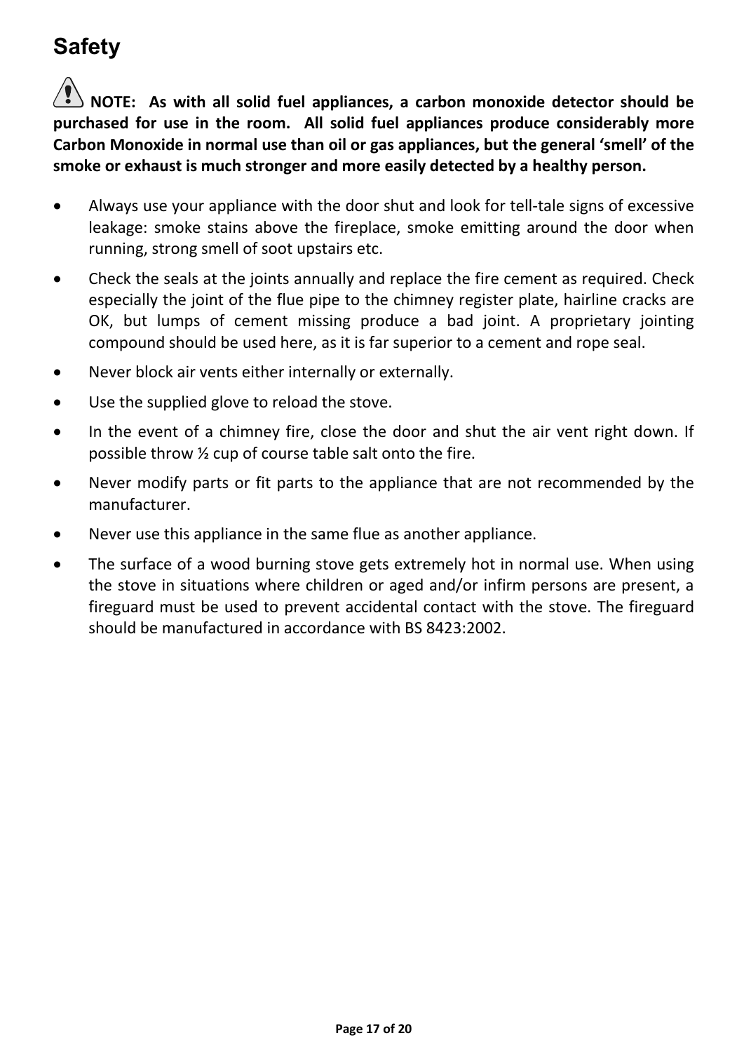# Safety

⚠ **NOTE: As with all solid fuel appliances, a carbon monoxide detector should be purchased for use in the room. All solid fuel appliances produce considerably more Carbon Monoxide in normal use than oil or gas appliances, but the general 'smell' of the smoke or exhaust is much stronger and more easily detected by a healthy person.**

- Always use your appliance with the door shut and look for tell-tale signs of excessive leakage: smoke stains above the fireplace, smoke emitting around the door when running, strong smell of soot upstairs etc.
- Check the seals at the joints annually and replace the fire cement as required. Check especially the joint of the flue pipe to the chimney register plate, hairline cracks are OK, but lumps of cement missing produce a bad joint. A proprietary jointing compound should be used here, as it is far superior to a cement and rope seal.
- Never block air vents either internally or externally.
- Use the supplied glove to reload the stove.
- In the event of a chimney fire, close the door and shut the air vent right down. If possible throw ½ cup of course table salt onto the fire.
- Never modify parts or fit parts to the appliance that are not recommended by the manufacturer.
- Never use this appliance in the same flue as another appliance.
- The surface of a wood burning stove gets extremely hot in normal use. When using the stove in situations where children or aged and/or infirm persons are present, a fireguard must be used to prevent accidental contact with the stove. The fireguard should be manufactured in accordance with BS 8423:2002.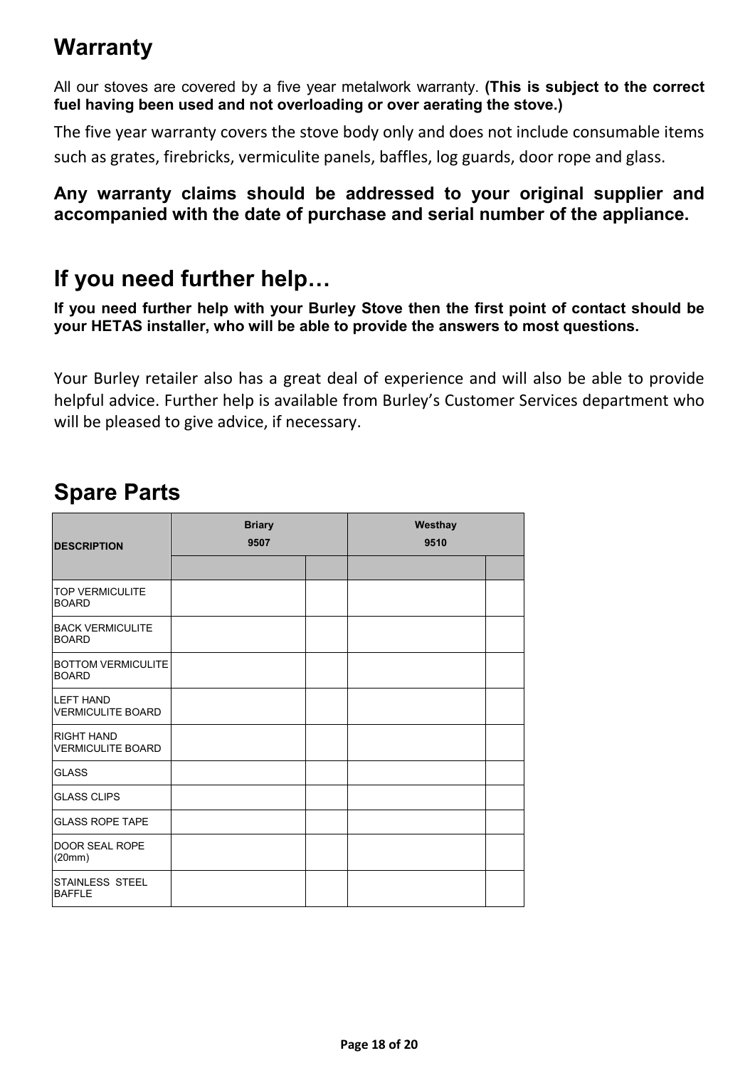## Warranty

All our stoves are covered by a five year metalwork warranty. **(This is subject to the correct fuel having been used and not overloading or over aerating the stove.)**

The five year warranty covers the stove body only and does not include consumable items such as grates, firebricks, vermiculite panels, baffles, log guards, door rope and glass.

**Any warranty claims should be addressed to your original supplier and accompanied with the date of purchase and serial number of the appliance.**

## If you need further help…

**If you need further help with your Burley Stove then the first point of contact should be your HETAS installer, who will be able to provide the answers to most questions.**

Your Burley retailer also has a great deal of experience and will also be able to provide helpful advice. Further help is available from Burley's Customer Services department who will be pleased to give advice, if necessary.

## Spare Parts

| DESCRIPTION | Briary 9507 | | Westhay 9510 | |
|---|---|---|---|---|
| | | | | |
| TOP VERMICULITE BOARD | | | | |
| BACK VERMICULITE BOARD | | | | |
| BOTTOM VERMICULITE BOARD | | | | |
| LEFT HAND VERMICULITE BOARD | | | | |
| RIGHT HAND VERMICULITE BOARD | | | | |
| GLASS | | | | |
| GLASS CLIPS | | | | |
| GLASS ROPE TAPE | | | | |
| DOOR SEAL ROPE (20mm) | | | | |
| STAINLESS STEEL BAFFLE | | | | |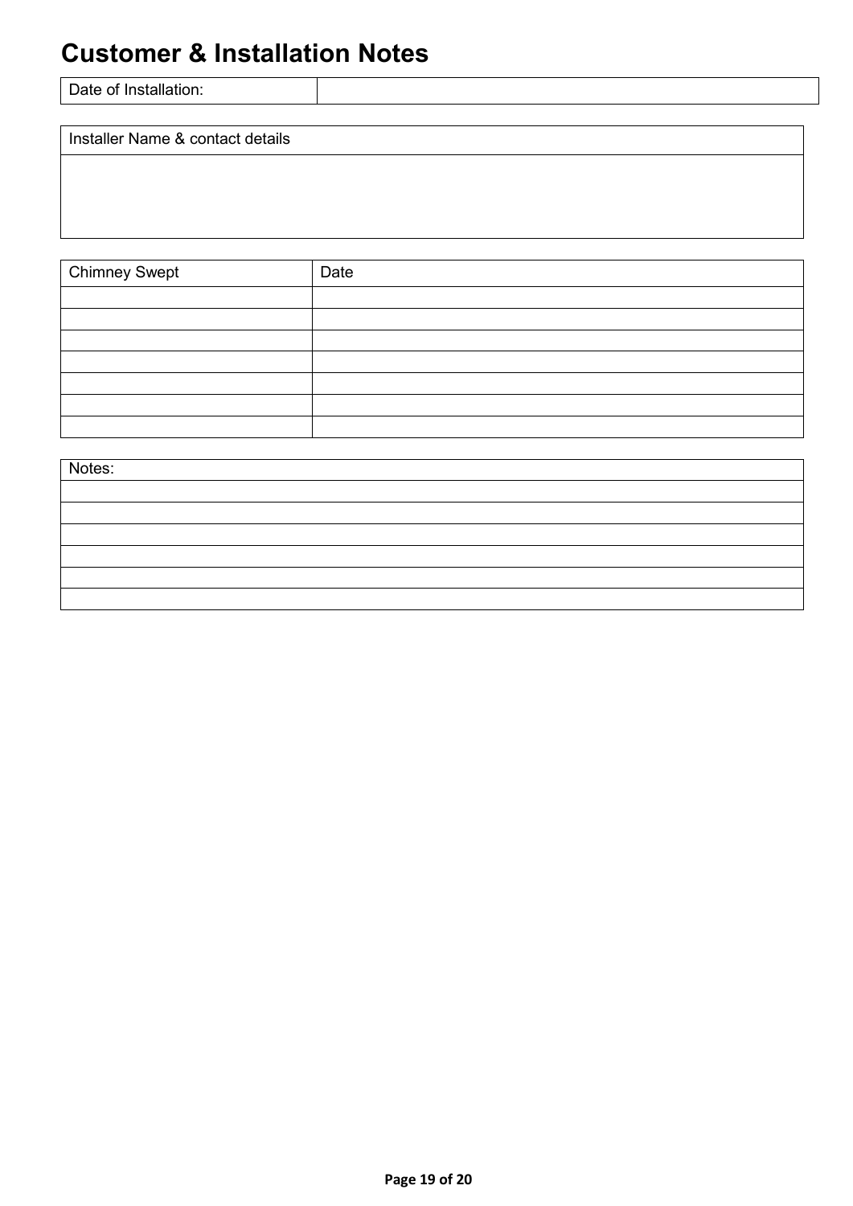# Customer & Installation Notes

| Date of Installation: | |
|---|---|

| Installer Name & contact details |
|---|
| |

| Chimney Swept | Date |
|---|---|
| | |
| | |
| | |
| | |
| | |
| | |
| | |

| Notes: |
|---|
| |
| |
| |
| |
| |
| |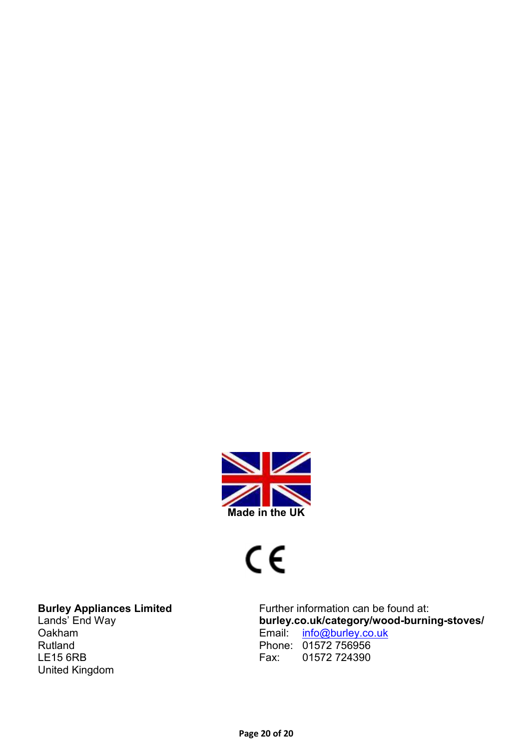Made in the UK

CE

**Burley Appliances Limited**
Lands' End Way
Oakham
Rutland
LE15 6RB
United Kingdom

Further information can be found at:
**burley.co.uk/category/wood-burning-stoves/**
Email: info@burley.co.uk
Phone: 01572 756956
Fax: 01572 724390